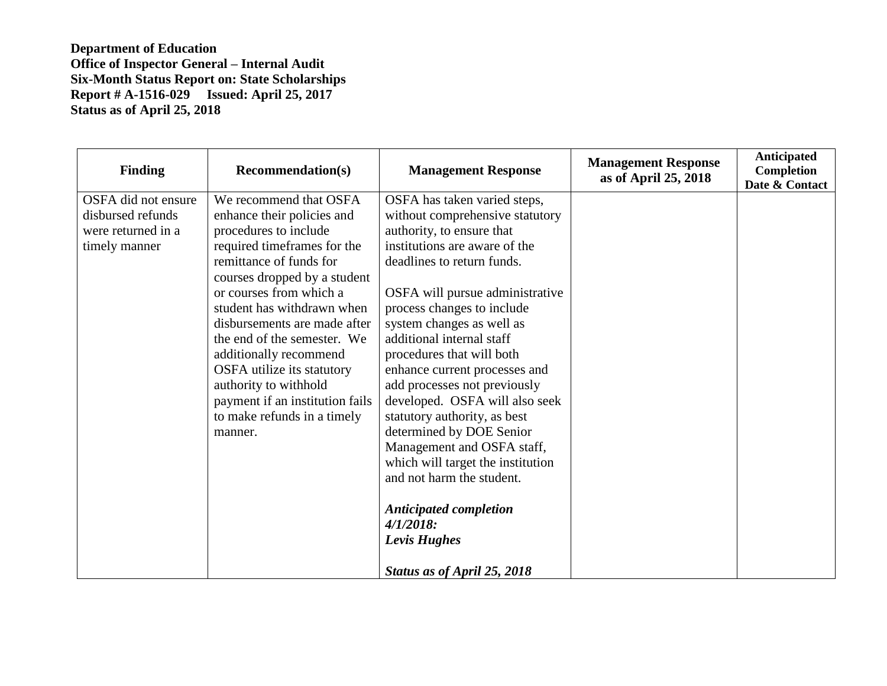**Department of Education**
**Office of Inspector General – Internal Audit**
**Six-Month Status Report on: State Scholarships**
**Report # A-1516-029 Issued: April 25, 2017**
**Status as of April 25, 2018**

| Finding | Recommendation(s) | Management Response | Management Response as of April 25, 2018 | Anticipated Completion Date & Contact |
|---|---|---|---|---|
| OSFA did not ensure disbursed refunds were returned in a timely manner | We recommend that OSFA enhance their policies and procedures to include required timeframes for the remittance of funds for courses dropped by a student or courses from which a student has withdrawn when disbursements are made after the end of the semester. We additionally recommend OSFA utilize its statutory authority to withhold payment if an institution fails to make refunds in a timely manner. | OSFA has taken varied steps, without comprehensive statutory authority, to ensure that institutions are aware of the deadlines to return funds.<br><br>OSFA will pursue administrative process changes to include system changes as well as additional internal staff procedures that will both enhance current processes and add processes not previously developed. OSFA will also seek statutory authority, as best determined by DOE Senior Management and OSFA staff, which will target the institution and not harm the student.<br><br>***Anticipated completion 4/1/2018: Levis Hughes***<br><br>***Status as of April 25, 2018*** | | |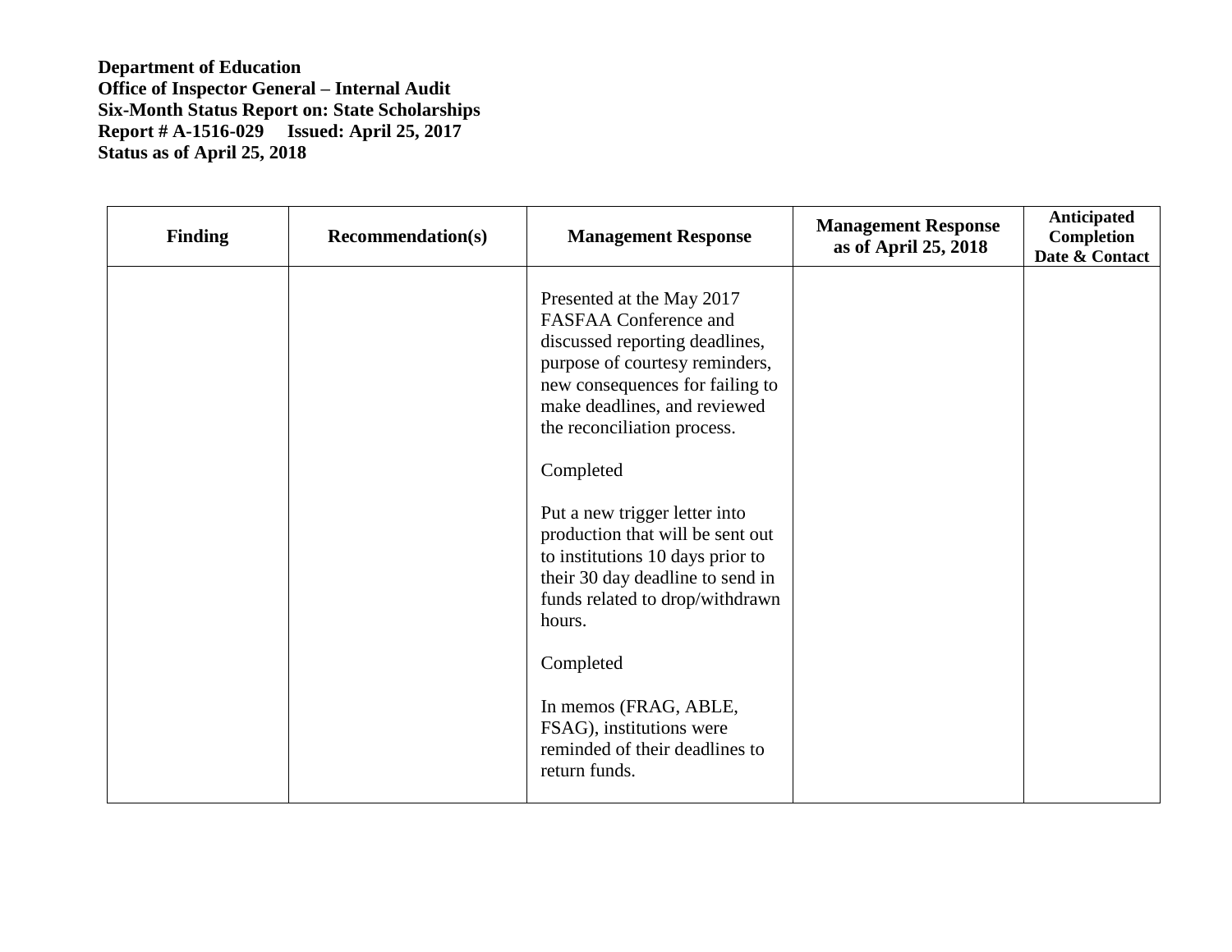**Department of Education**
**Office of Inspector General – Internal Audit**
**Six-Month Status Report on: State Scholarships**
**Report # A-1516-029 Issued: April 25, 2017**
**Status as of April 25, 2018**

| Finding | Recommendation(s) | Management Response | Management Response as of April 25, 2018 | Anticipated Completion Date & Contact |
|---|---|---|---|---|
| | | Presented at the May 2017 FASFAA Conference and discussed reporting deadlines, purpose of courtesy reminders, new consequences for failing to make deadlines, and reviewed the reconciliation process.<br><br>Completed<br><br>Put a new trigger letter into production that will be sent out to institutions 10 days prior to their 30 day deadline to send in funds related to drop/withdrawn hours.<br><br>Completed<br><br>In memos (FRAG, ABLE, FSAG), institutions were reminded of their deadlines to return funds. | | |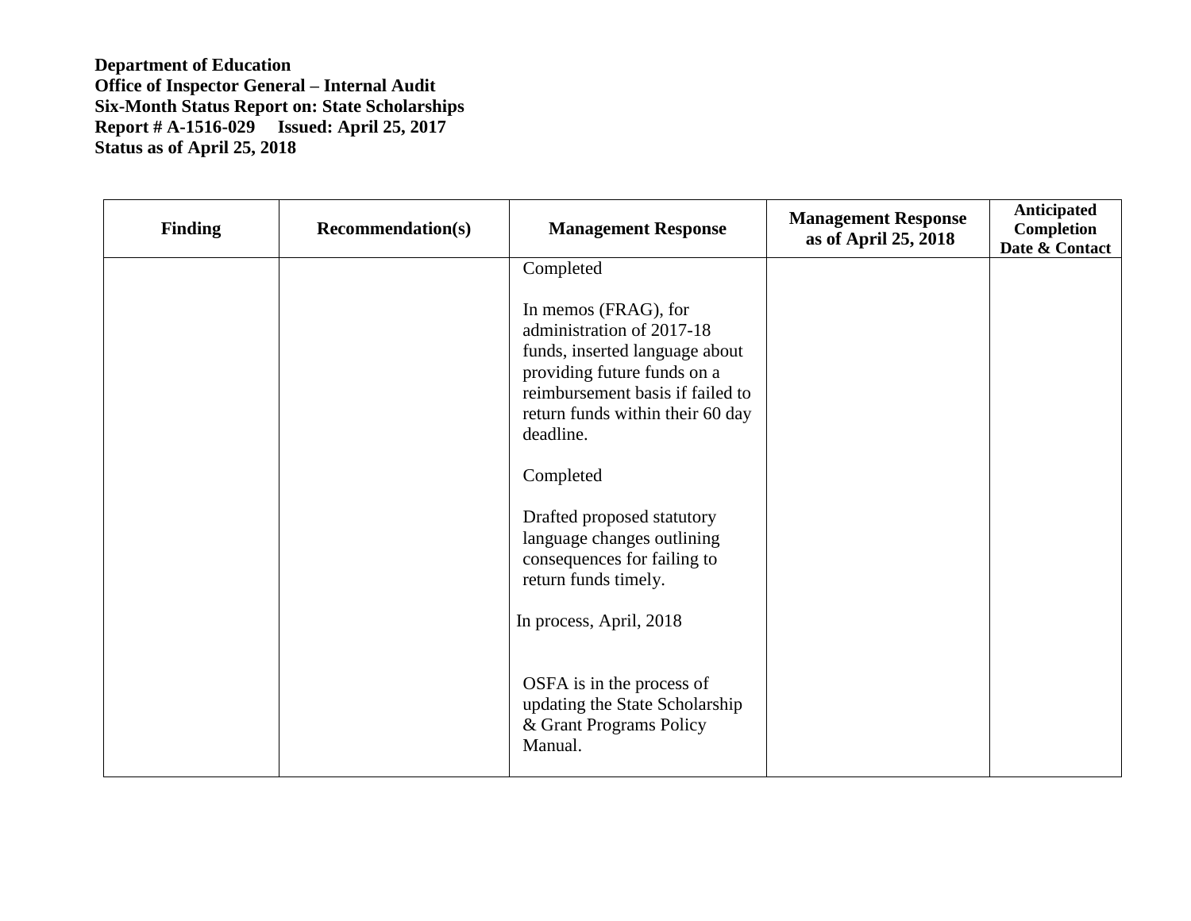**Department of Education**
**Office of Inspector General – Internal Audit**
**Six-Month Status Report on: State Scholarships**
**Report # A-1516-029 Issued: April 25, 2017**
**Status as of April 25, 2018**

| Finding | Recommendation(s) | Management Response | Management Response as of April 25, 2018 | Anticipated Completion Date & Contact |
|---|---|---|---|---|
| | | Completed<br><br>In memos (FRAG), for administration of 2017-18 funds, inserted language about providing future funds on a reimbursement basis if failed to return funds within their 60 day deadline.<br><br>Completed<br><br>Drafted proposed statutory language changes outlining consequences for failing to return funds timely.<br><br>In process, April, 2018<br><br>OSFA is in the process of updating the State Scholarship & Grant Programs Policy Manual. | | |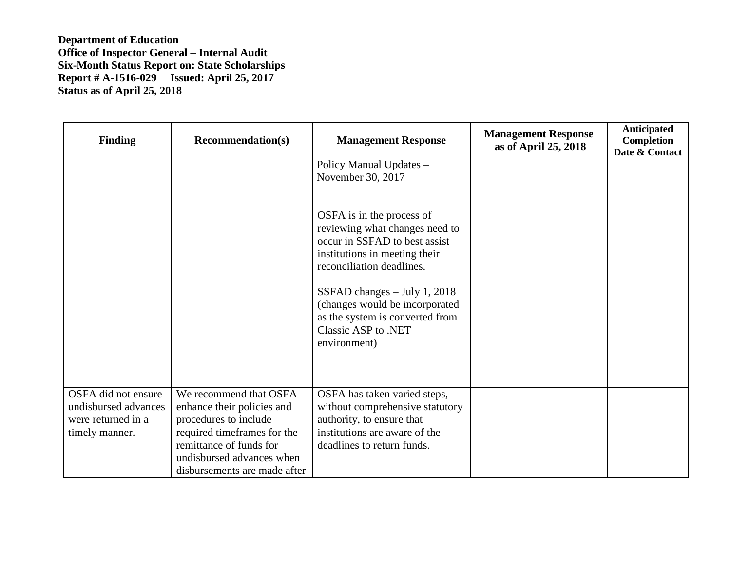**Department of Education**
**Office of Inspector General – Internal Audit**
**Six-Month Status Report on: State Scholarships**
**Report # A-1516-029 Issued: April 25, 2017**
**Status as of April 25, 2018**

| Finding | Recommendation(s) | Management Response | Management Response as of April 25, 2018 | Anticipated Completion Date & Contact |
|---|---|---|---|---|
| | | Policy Manual Updates – November 30, 2017<br><br>OSFA is in the process of reviewing what changes need to occur in SSFAD to best assist institutions in meeting their reconciliation deadlines.<br><br>SSFAD changes – July 1, 2018 (changes would be incorporated as the system is converted from Classic ASP to .NET environment) | | |
| OSFA did not ensure undisbursed advances were returned in a timely manner. | We recommend that OSFA enhance their policies and procedures to include required timeframes for the remittance of funds for undisbursed advances when disbursements are made after | OSFA has taken varied steps, without comprehensive statutory authority, to ensure that institutions are aware of the deadlines to return funds. | | |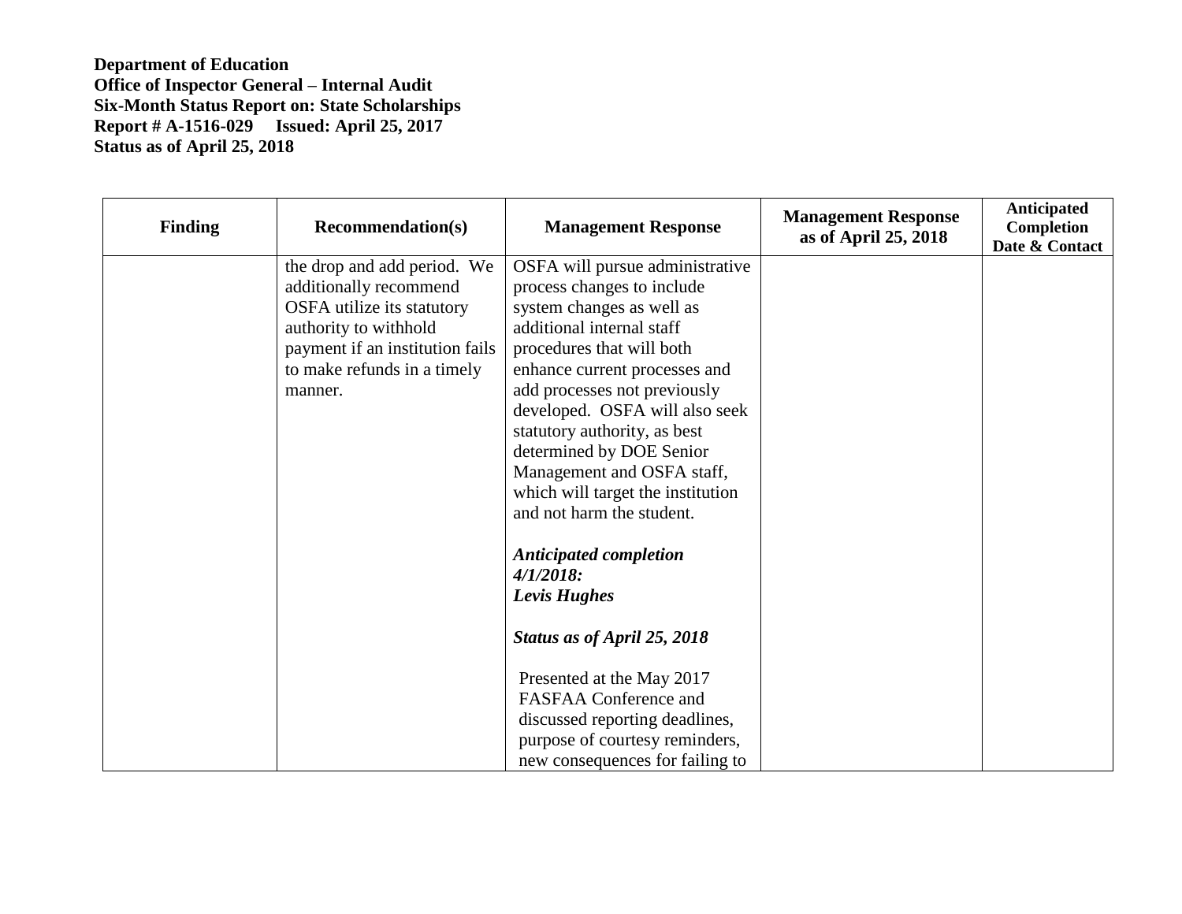**Department of Education**
**Office of Inspector General – Internal Audit**
**Six-Month Status Report on: State Scholarships**
**Report # A-1516-029 Issued: April 25, 2017**
**Status as of April 25, 2018**

| Finding | Recommendation(s) | Management Response | Management Response as of April 25, 2018 | Anticipated Completion Date & Contact |
|---|---|---|---|---|
| | the drop and add period. We additionally recommend OSFA utilize its statutory authority to withhold payment if an institution fails to make refunds in a timely manner. | OSFA will pursue administrative process changes to include system changes as well as additional internal staff procedures that will both enhance current processes and add processes not previously developed. OSFA will also seek statutory authority, as best determined by DOE Senior Management and OSFA staff, which will target the institution and not harm the student.<br><br>***Anticipated completion 4/1/2018: Levis Hughes***<br><br>***Status as of April 25, 2018***<br><br>Presented at the May 2017 FASFAA Conference and discussed reporting deadlines, purpose of courtesy reminders, new consequences for failing to | | |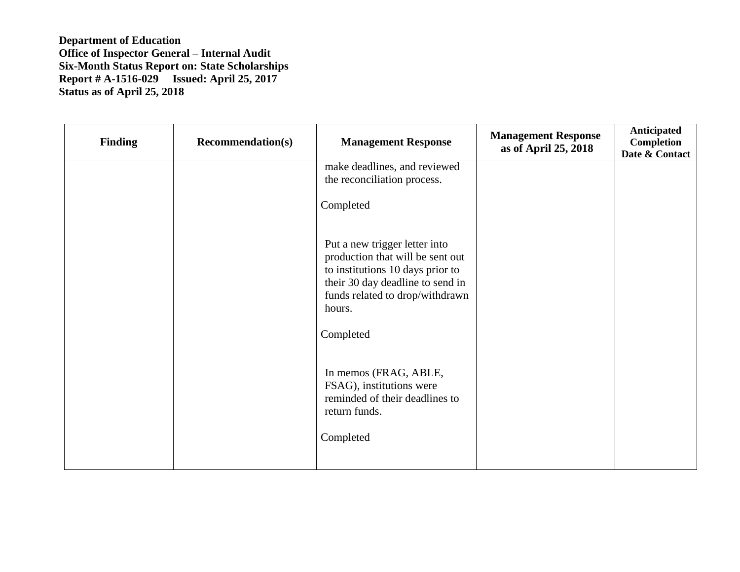**Department of Education**
**Office of Inspector General – Internal Audit**
**Six-Month Status Report on: State Scholarships**
**Report # A-1516-029 Issued: April 25, 2017**
**Status as of April 25, 2018**

| Finding | Recommendation(s) | Management Response | Management Response as of April 25, 2018 | Anticipated Completion Date & Contact |
|---|---|---|---|---|
| | | make deadlines, and reviewed the reconciliation process.<br><br>Completed<br><br>Put a new trigger letter into production that will be sent out to institutions 10 days prior to their 30 day deadline to send in funds related to drop/withdrawn hours.<br><br>Completed<br><br>In memos (FRAG, ABLE, FSAG), institutions were reminded of their deadlines to return funds.<br><br>Completed | | |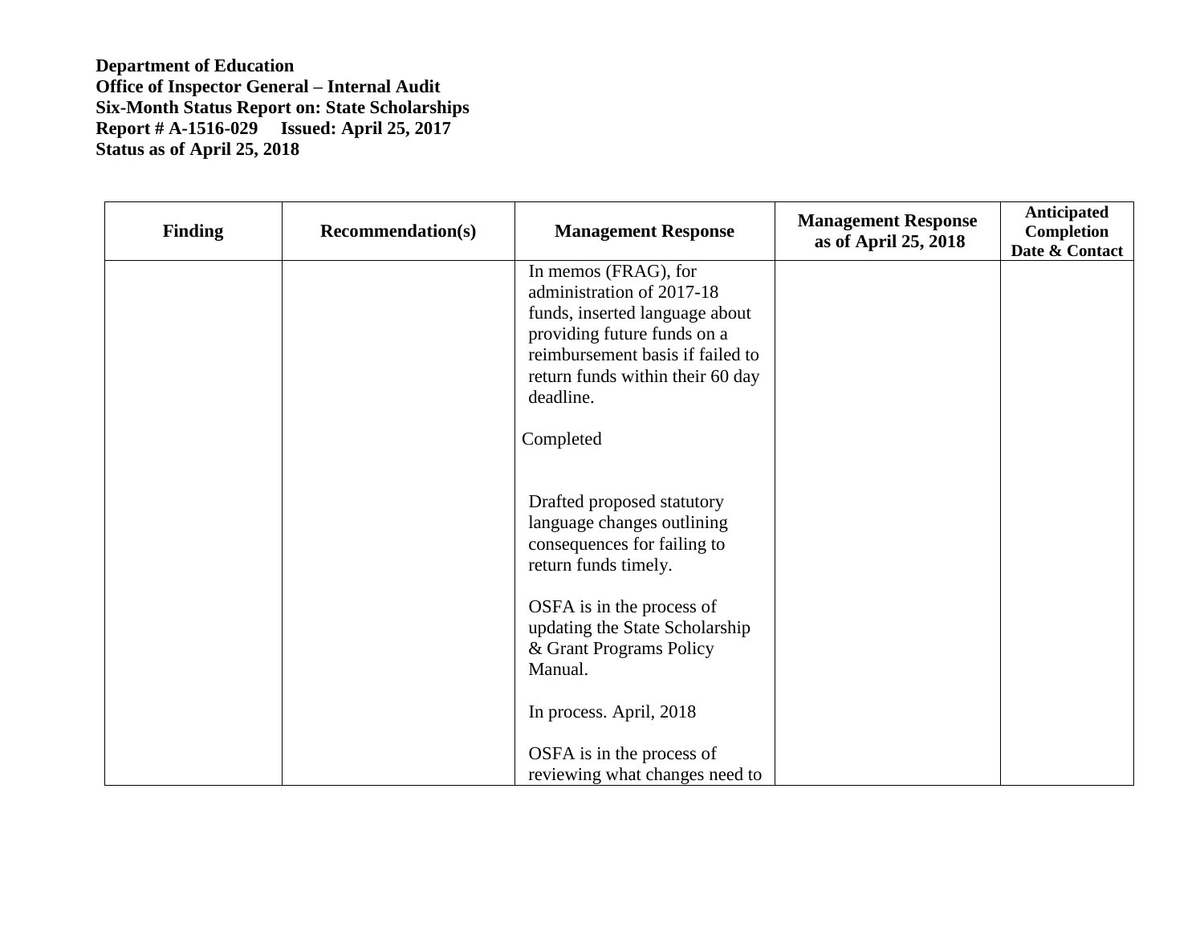**Department of Education**
**Office of Inspector General – Internal Audit**
**Six-Month Status Report on: State Scholarships**
**Report # A-1516-029 Issued: April 25, 2017**
**Status as of April 25, 2018**

| Finding | Recommendation(s) | Management Response | Management Response as of April 25, 2018 | Anticipated Completion Date & Contact |
|---|---|---|---|---|
| | | In memos (FRAG), for administration of 2017-18 funds, inserted language about providing future funds on a reimbursement basis if failed to return funds within their 60 day deadline.<br><br>Completed<br><br>Drafted proposed statutory language changes outlining consequences for failing to return funds timely.<br><br>OSFA is in the process of updating the State Scholarship & Grant Programs Policy Manual.<br><br>In process. April, 2018<br><br>OSFA is in the process of reviewing what changes need to | | |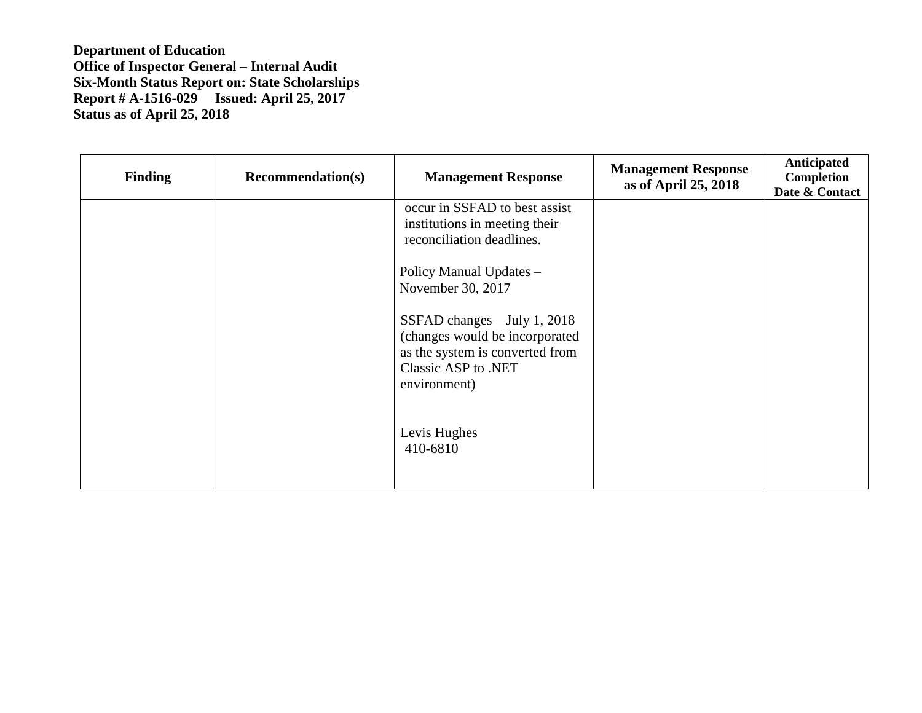**Department of Education**
**Office of Inspector General – Internal Audit**
**Six-Month Status Report on: State Scholarships**
**Report # A-1516-029 Issued: April 25, 2017**
**Status as of April 25, 2018**

| Finding | Recommendation(s) | Management Response | Management Response as of April 25, 2018 | Anticipated Completion Date & Contact |
|---|---|---|---|---|
| | | occur in SSFAD to best assist institutions in meeting their reconciliation deadlines.<br><br>Policy Manual Updates – November 30, 2017<br><br>SSFAD changes – July 1, 2018 (changes would be incorporated as the system is converted from Classic ASP to .NET environment)<br><br>Levis Hughes<br>410-6810 | | |